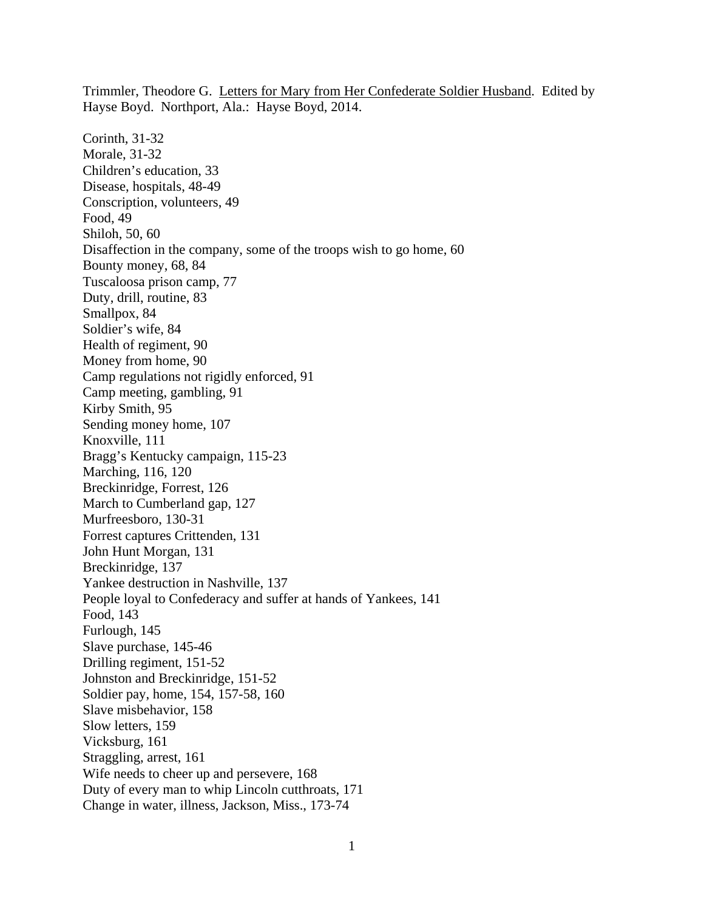Trimmler, Theodore G. Letters for Mary from Her Confederate Soldier Husband. Edited by Hayse Boyd. Northport, Ala.: Hayse Boyd, 2014.

Corinth, 31-32
Morale, 31-32
Children's education, 33
Disease, hospitals, 48-49
Conscription, volunteers, 49
Food, 49
Shiloh, 50, 60
Disaffection in the company, some of the troops wish to go home, 60
Bounty money, 68, 84
Tuscaloosa prison camp, 77
Duty, drill, routine, 83
Smallpox, 84
Soldier's wife, 84
Health of regiment, 90
Money from home, 90
Camp regulations not rigidly enforced, 91
Camp meeting, gambling, 91
Kirby Smith, 95
Sending money home, 107
Knoxville, 111
Bragg's Kentucky campaign, 115-23
Marching, 116, 120
Breckinridge, Forrest, 126
March to Cumberland gap, 127
Murfreesboro, 130-31
Forrest captures Crittenden, 131
John Hunt Morgan, 131
Breckinridge, 137
Yankee destruction in Nashville, 137
People loyal to Confederacy and suffer at hands of Yankees, 141
Food, 143
Furlough, 145
Slave purchase, 145-46
Drilling regiment, 151-52
Johnston and Breckinridge, 151-52
Soldier pay, home, 154, 157-58, 160
Slave misbehavior, 158
Slow letters, 159
Vicksburg, 161
Straggling, arrest, 161
Wife needs to cheer up and persevere, 168
Duty of every man to whip Lincoln cutthroats, 171
Change in water, illness, Jackson, Miss., 173-74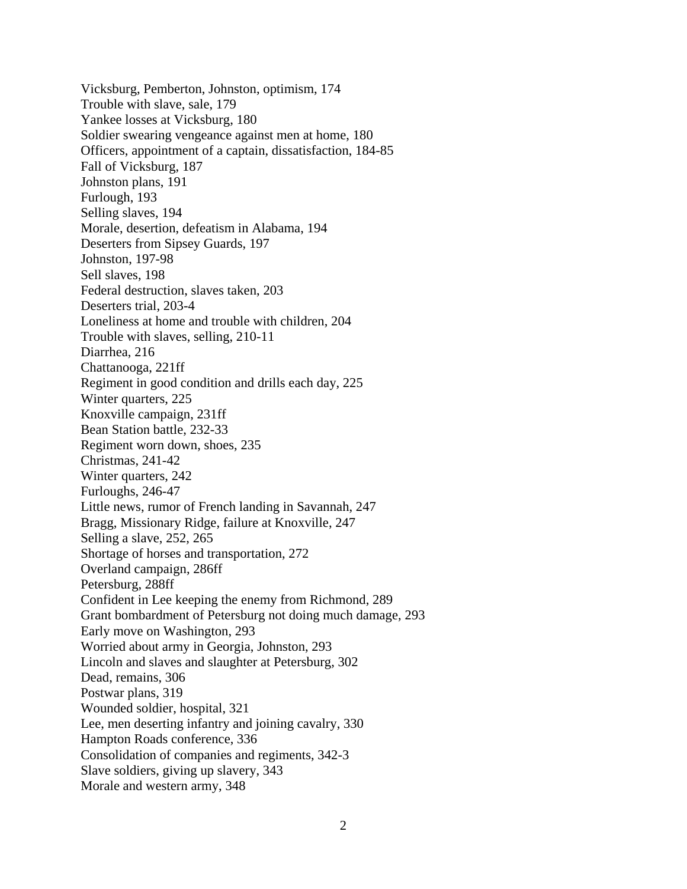Vicksburg, Pemberton, Johnston, optimism, 174
Trouble with slave, sale, 179
Yankee losses at Vicksburg, 180
Soldier swearing vengeance against men at home, 180
Officers, appointment of a captain, dissatisfaction, 184-85
Fall of Vicksburg, 187
Johnston plans, 191
Furlough, 193
Selling slaves, 194
Morale, desertion, defeatism in Alabama, 194
Deserters from Sipsey Guards, 197
Johnston, 197-98
Sell slaves, 198
Federal destruction, slaves taken, 203
Deserters trial, 203-4
Loneliness at home and trouble with children, 204
Trouble with slaves, selling, 210-11
Diarrhea, 216
Chattanooga, 221ff
Regiment in good condition and drills each day, 225
Winter quarters, 225
Knoxville campaign, 231ff
Bean Station battle, 232-33
Regiment worn down, shoes, 235
Christmas, 241-42
Winter quarters, 242
Furloughs, 246-47
Little news, rumor of French landing in Savannah, 247
Bragg, Missionary Ridge, failure at Knoxville, 247
Selling a slave, 252, 265
Shortage of horses and transportation, 272
Overland campaign, 286ff
Petersburg, 288ff
Confident in Lee keeping the enemy from Richmond, 289
Grant bombardment of Petersburg not doing much damage, 293
Early move on Washington, 293
Worried about army in Georgia, Johnston, 293
Lincoln and slaves and slaughter at Petersburg, 302
Dead, remains, 306
Postwar plans, 319
Wounded soldier, hospital, 321
Lee, men deserting infantry and joining cavalry, 330
Hampton Roads conference, 336
Consolidation of companies and regiments, 342-3
Slave soldiers, giving up slavery, 343
Morale and western army, 348